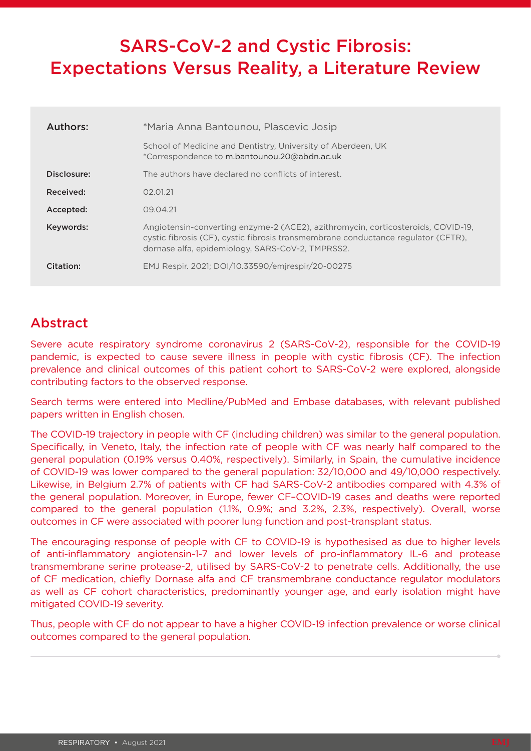# SARS-CoV-2 and Cystic Fibrosis: Expectations Versus Reality, a Literature Review

| | |
|---|---|
| **Authors:** | *Maria Anna Bantounou, Plascevic Josip<br>School of Medicine and Dentistry, University of Aberdeen, UK<br>*Correspondence to m.bantounou.20@abdn.ac.uk |
| **Disclosure:** | The authors have declared no conflicts of interest. |
| **Received:** | 02.01.21 |
| **Accepted:** | 09.04.21 |
| **Keywords:** | Angiotensin-converting enzyme-2 (ACE2), azithromycin, corticosteroids, COVID-19, cystic fibrosis (CF), cystic fibrosis transmembrane conductance regulator (CFTR), dornase alfa, epidemiology, SARS-CoV-2, TMPRSS2. |
| **Citation:** | EMJ Respir. 2021; DOI/10.33590/emjrespir/20-00275 |

## Abstract

Severe acute respiratory syndrome coronavirus 2 (SARS-CoV-2), responsible for the COVID-19 pandemic, is expected to cause severe illness in people with cystic fibrosis (CF). The infection prevalence and clinical outcomes of this patient cohort to SARS-CoV-2 were explored, alongside contributing factors to the observed response.

Search terms were entered into Medline/PubMed and Embase databases, with relevant published papers written in English chosen.

The COVID-19 trajectory in people with CF (including children) was similar to the general population. Specifically, in Veneto, Italy, the infection rate of people with CF was nearly half compared to the general population (0.19% versus 0.40%, respectively). Similarly, in Spain, the cumulative incidence of COVID-19 was lower compared to the general population: 32/10,000 and 49/10,000 respectively. Likewise, in Belgium 2.7% of patients with CF had SARS-CoV-2 antibodies compared with 4.3% of the general population. Moreover, in Europe, fewer CF–COVID-19 cases and deaths were reported compared to the general population (1.1%, 0.9%; and 3.2%, 2.3%, respectively). Overall, worse outcomes in CF were associated with poorer lung function and post-transplant status.

The encouraging response of people with CF to COVID-19 is hypothesised as due to higher levels of anti-inflammatory angiotensin-1-7 and lower levels of pro-inflammatory IL-6 and protease transmembrane serine protease-2, utilised by SARS-CoV-2 to penetrate cells. Additionally, the use of CF medication, chiefly Dornase alfa and CF transmembrane conductance regulator modulators as well as CF cohort characteristics, predominantly younger age, and early isolation might have mitigated COVID-19 severity.

Thus, people with CF do not appear to have a higher COVID-19 infection prevalence or worse clinical outcomes compared to the general population.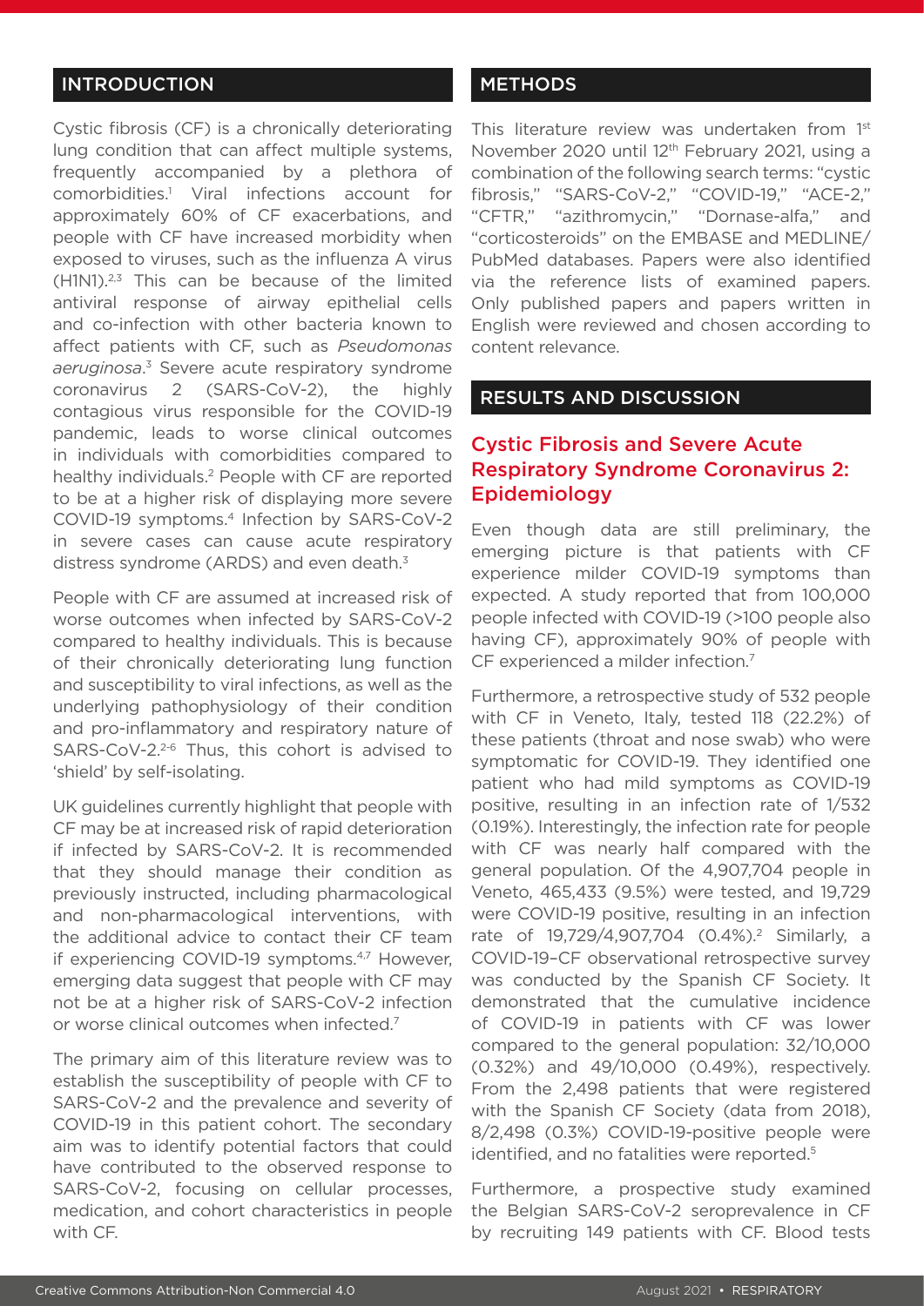## INTRODUCTION

Cystic fibrosis (CF) is a chronically deteriorating lung condition that can affect multiple systems, frequently accompanied by a plethora of comorbidities.[1] Viral infections account for approximately 60% of CF exacerbations, and people with CF have increased morbidity when exposed to viruses, such as the influenza A virus (H1N1).[2,3] This can be because of the limited antiviral response of airway epithelial cells and co-infection with other bacteria known to affect patients with CF, such as *Pseudomonas aeruginosa*.[3] Severe acute respiratory syndrome coronavirus 2 (SARS-CoV-2), the highly contagious virus responsible for the COVID-19 pandemic, leads to worse clinical outcomes in individuals with comorbidities compared to healthy individuals.[2] People with CF are reported to be at a higher risk of displaying more severe COVID-19 symptoms.[4] Infection by SARS-CoV-2 in severe cases can cause acute respiratory distress syndrome (ARDS) and even death.[3]

People with CF are assumed at increased risk of worse outcomes when infected by SARS-CoV-2 compared to healthy individuals. This is because of their chronically deteriorating lung function and susceptibility to viral infections, as well as the underlying pathophysiology of their condition and pro-inflammatory and respiratory nature of SARS-CoV-2.[2-6] Thus, this cohort is advised to 'shield' by self-isolating.

UK guidelines currently highlight that people with CF may be at increased risk of rapid deterioration if infected by SARS-CoV-2. It is recommended that they should manage their condition as previously instructed, including pharmacological and non-pharmacological interventions, with the additional advice to contact their CF team if experiencing COVID-19 symptoms.[4,7] However, emerging data suggest that people with CF may not be at a higher risk of SARS-CoV-2 infection or worse clinical outcomes when infected.[7]

The primary aim of this literature review was to establish the susceptibility of people with CF to SARS-CoV-2 and the prevalence and severity of COVID-19 in this patient cohort. The secondary aim was to identify potential factors that could have contributed to the observed response to SARS-CoV-2, focusing on cellular processes, medication, and cohort characteristics in people with CF.

## METHODS

This literature review was undertaken from 1st November 2020 until 12th February 2021, using a combination of the following search terms: "cystic fibrosis," "SARS-CoV-2," "COVID-19," "ACE-2," "CFTR," "azithromycin," "Dornase-alfa," and "corticosteroids" on the EMBASE and MEDLINE/PubMed databases. Papers were also identified via the reference lists of examined papers. Only published papers and papers written in English were reviewed and chosen according to content relevance.

## RESULTS AND DISCUSSION

### Cystic Fibrosis and Severe Acute Respiratory Syndrome Coronavirus 2: Epidemiology

Even though data are still preliminary, the emerging picture is that patients with CF experience milder COVID-19 symptoms than expected. A study reported that from 100,000 people infected with COVID-19 (>100 people also having CF), approximately 90% of people with CF experienced a milder infection.[7]

Furthermore, a retrospective study of 532 people with CF in Veneto, Italy, tested 118 (22.2%) of these patients (throat and nose swab) who were symptomatic for COVID-19. They identified one patient who had mild symptoms as COVID-19 positive, resulting in an infection rate of 1/532 (0.19%). Interestingly, the infection rate for people with CF was nearly half compared with the general population. Of the 4,907,704 people in Veneto, 465,433 (9.5%) were tested, and 19,729 were COVID-19 positive, resulting in an infection rate of 19,729/4,907,704 (0.4%).[2] Similarly, a COVID-19–CF observational retrospective survey was conducted by the Spanish CF Society. It demonstrated that the cumulative incidence of COVID-19 in patients with CF was lower compared to the general population: 32/10,000 (0.32%) and 49/10,000 (0.49%), respectively. From the 2,498 patients that were registered with the Spanish CF Society (data from 2018), 8/2,498 (0.3%) COVID-19-positive people were identified, and no fatalities were reported.[5]

Furthermore, a prospective study examined the Belgian SARS-CoV-2 seroprevalence in CF by recruiting 149 patients with CF. Blood tests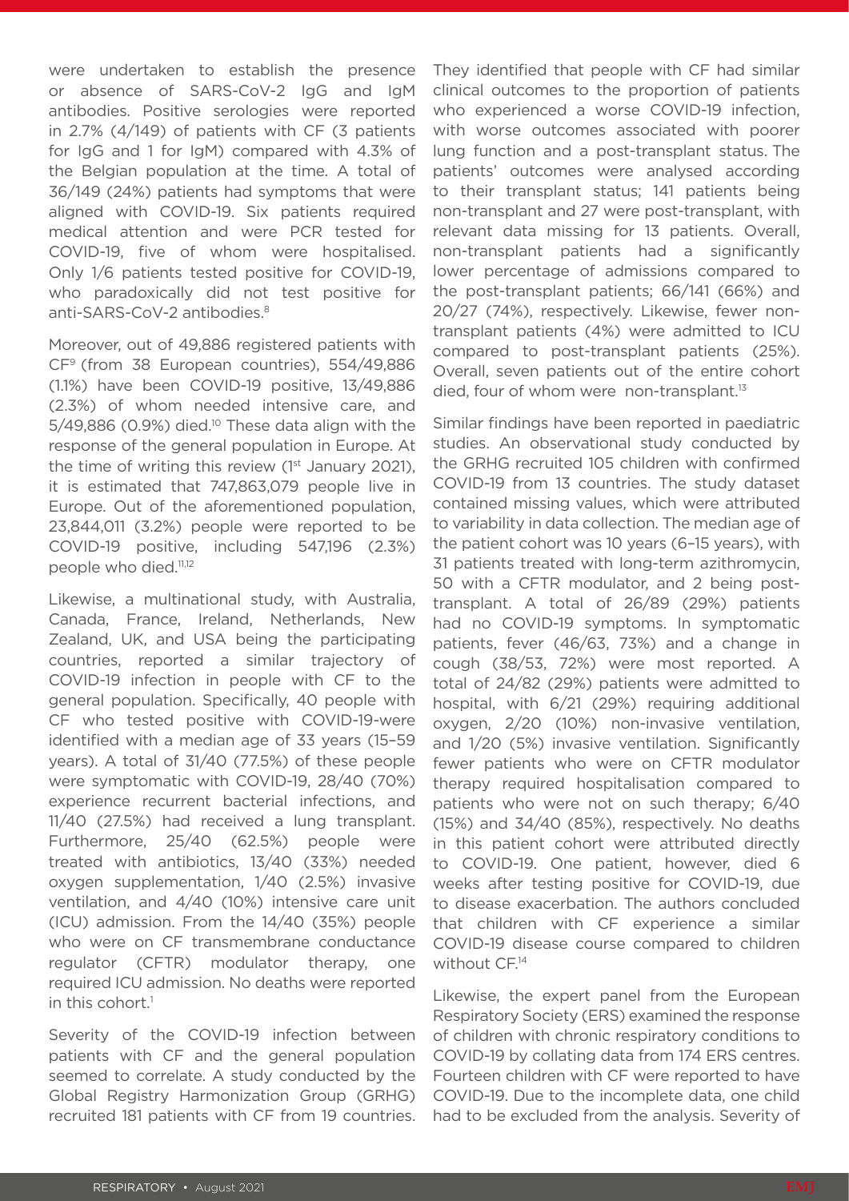were undertaken to establish the presence or absence of SARS-CoV-2 IgG and IgM antibodies. Positive serologies were reported in 2.7% (4/149) of patients with CF (3 patients for IgG and 1 for IgM) compared with 4.3% of the Belgian population at the time. A total of 36/149 (24%) patients had symptoms that were aligned with COVID-19. Six patients required medical attention and were PCR tested for COVID-19, five of whom were hospitalised. Only 1/6 patients tested positive for COVID-19, who paradoxically did not test positive for anti-SARS-CoV-2 antibodies.[8]

Moreover, out of 49,886 registered patients with CF[9] (from 38 European countries), 554/49,886 (1.1%) have been COVID-19 positive, 13/49,886 (2.3%) of whom needed intensive care, and 5/49,886 (0.9%) died.[10] These data align with the response of the general population in Europe. At the time of writing this review (1st January 2021), it is estimated that 747,863,079 people live in Europe. Out of the aforementioned population, 23,844,011 (3.2%) people were reported to be COVID-19 positive, including 547,196 (2.3%) people who died.[11,12]

Likewise, a multinational study, with Australia, Canada, France, Ireland, Netherlands, New Zealand, UK, and USA being the participating countries, reported a similar trajectory of COVID-19 infection in people with CF to the general population. Specifically, 40 people with CF who tested positive with COVID-19-were identified with a median age of 33 years (15–59 years). A total of 31/40 (77.5%) of these people were symptomatic with COVID-19, 28/40 (70%) experience recurrent bacterial infections, and 11/40 (27.5%) had received a lung transplant. Furthermore, 25/40 (62.5%) people were treated with antibiotics, 13/40 (33%) needed oxygen supplementation, 1/40 (2.5%) invasive ventilation, and 4/40 (10%) intensive care unit (ICU) admission. From the 14/40 (35%) people who were on CF transmembrane conductance regulator (CFTR) modulator therapy, one required ICU admission. No deaths were reported in this cohort.[1]

Severity of the COVID-19 infection between patients with CF and the general population seemed to correlate. A study conducted by the Global Registry Harmonization Group (GRHG) recruited 181 patients with CF from 19 countries. They identified that people with CF had similar clinical outcomes to the proportion of patients who experienced a worse COVID-19 infection, with worse outcomes associated with poorer lung function and a post-transplant status. The patients' outcomes were analysed according to their transplant status; 141 patients being non-transplant and 27 were post-transplant, with relevant data missing for 13 patients. Overall, non-transplant patients had a significantly lower percentage of admissions compared to the post-transplant patients; 66/141 (66%) and 20/27 (74%), respectively. Likewise, fewer non-transplant patients (4%) were admitted to ICU compared to post-transplant patients (25%). Overall, seven patients out of the entire cohort died, four of whom were non-transplant.[13]

Similar findings have been reported in paediatric studies. An observational study conducted by the GRHG recruited 105 children with confirmed COVID-19 from 13 countries. The study dataset contained missing values, which were attributed to variability in data collection. The median age of the patient cohort was 10 years (6–15 years), with 31 patients treated with long-term azithromycin, 50 with a CFTR modulator, and 2 being post-transplant. A total of 26/89 (29%) patients had no COVID-19 symptoms. In symptomatic patients, fever (46/63, 73%) and a change in cough (38/53, 72%) were most reported. A total of 24/82 (29%) patients were admitted to hospital, with 6/21 (29%) requiring additional oxygen, 2/20 (10%) non-invasive ventilation, and 1/20 (5%) invasive ventilation. Significantly fewer patients who were on CFTR modulator therapy required hospitalisation compared to patients who were not on such therapy; 6/40 (15%) and 34/40 (85%), respectively. No deaths in this patient cohort were attributed directly to COVID-19. One patient, however, died 6 weeks after testing positive for COVID-19, due to disease exacerbation. The authors concluded that children with CF experience a similar COVID-19 disease course compared to children without CF.[14]

Likewise, the expert panel from the European Respiratory Society (ERS) examined the response of children with chronic respiratory conditions to COVID-19 by collating data from 174 ERS centres. Fourteen children with CF were reported to have COVID-19. Due to the incomplete data, one child had to be excluded from the analysis. Severity of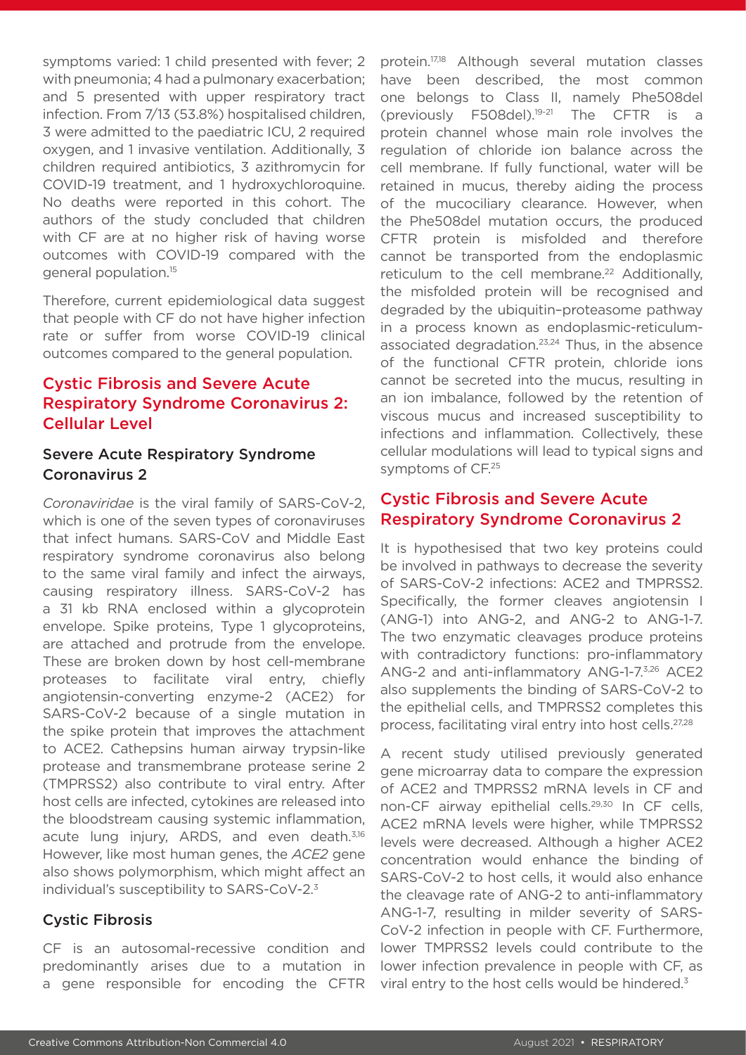symptoms varied: 1 child presented with fever; 2 with pneumonia; 4 had a pulmonary exacerbation; and 5 presented with upper respiratory tract infection. From 7/13 (53.8%) hospitalised children, 3 were admitted to the paediatric ICU, 2 required oxygen, and 1 invasive ventilation. Additionally, 3 children required antibiotics, 3 azithromycin for COVID-19 treatment, and 1 hydroxychloroquine. No deaths were reported in this cohort. The authors of the study concluded that children with CF are at no higher risk of having worse outcomes with COVID-19 compared with the general population.[15]

Therefore, current epidemiological data suggest that people with CF do not have higher infection rate or suffer from worse COVID-19 clinical outcomes compared to the general population.

## Cystic Fibrosis and Severe Acute Respiratory Syndrome Coronavirus 2: Cellular Level

### Severe Acute Respiratory Syndrome Coronavirus 2

*Coronaviridae* is the viral family of SARS-CoV-2, which is one of the seven types of coronaviruses that infect humans. SARS-CoV and Middle East respiratory syndrome coronavirus also belong to the same viral family and infect the airways, causing respiratory illness. SARS-CoV-2 has a 31 kb RNA enclosed within a glycoprotein envelope. Spike proteins, Type 1 glycoproteins, are attached and protrude from the envelope. These are broken down by host cell-membrane proteases to facilitate viral entry, chiefly angiotensin-converting enzyme-2 (ACE2) for SARS-CoV-2 because of a single mutation in the spike protein that improves the attachment to ACE2. Cathepsins human airway trypsin-like protease and transmembrane protease serine 2 (TMPRSS2) also contribute to viral entry. After host cells are infected, cytokines are released into the bloodstream causing systemic inflammation, acute lung injury, ARDS, and even death.[3,16] However, like most human genes, the *ACE2* gene also shows polymorphism, which might affect an individual's susceptibility to SARS-CoV-2.[3]

### Cystic Fibrosis

CF is an autosomal-recessive condition and predominantly arises due to a mutation in a gene responsible for encoding the CFTR protein.[17,18] Although several mutation classes have been described, the most common one belongs to Class II, namely Phe508del (previously F508del).[19-21] The CFTR is a protein channel whose main role involves the regulation of chloride ion balance across the cell membrane. If fully functional, water will be retained in mucus, thereby aiding the process of the mucociliary clearance. However, when the Phe508del mutation occurs, the produced CFTR protein is misfolded and therefore cannot be transported from the endoplasmic reticulum to the cell membrane.[22] Additionally, the misfolded protein will be recognised and degraded by the ubiquitin–proteasome pathway in a process known as endoplasmic-reticulum-associated degradation.[23,24] Thus, in the absence of the functional CFTR protein, chloride ions cannot be secreted into the mucus, resulting in an ion imbalance, followed by the retention of viscous mucus and increased susceptibility to infections and inflammation. Collectively, these cellular modulations will lead to typical signs and symptoms of CF.[25]

## Cystic Fibrosis and Severe Acute Respiratory Syndrome Coronavirus 2

It is hypothesised that two key proteins could be involved in pathways to decrease the severity of SARS-CoV-2 infections: ACE2 and TMPRSS2. Specifically, the former cleaves angiotensin I (ANG-1) into ANG-2, and ANG-2 to ANG-1-7. The two enzymatic cleavages produce proteins with contradictory functions: pro-inflammatory ANG-2 and anti-inflammatory ANG-1-7.[3,26] ACE2 also supplements the binding of SARS-CoV-2 to the epithelial cells, and TMPRSS2 completes this process, facilitating viral entry into host cells.[27,28]

A recent study utilised previously generated gene microarray data to compare the expression of ACE2 and TMPRSS2 mRNA levels in CF and non-CF airway epithelial cells.[29,30] In CF cells, ACE2 mRNA levels were higher, while TMPRSS2 levels were decreased. Although a higher ACE2 concentration would enhance the binding of SARS-CoV-2 to host cells, it would also enhance the cleavage rate of ANG-2 to anti-inflammatory ANG-1-7, resulting in milder severity of SARS-CoV-2 infection in people with CF. Furthermore, lower TMPRSS2 levels could contribute to the lower infection prevalence in people with CF, as viral entry to the host cells would be hindered.[3]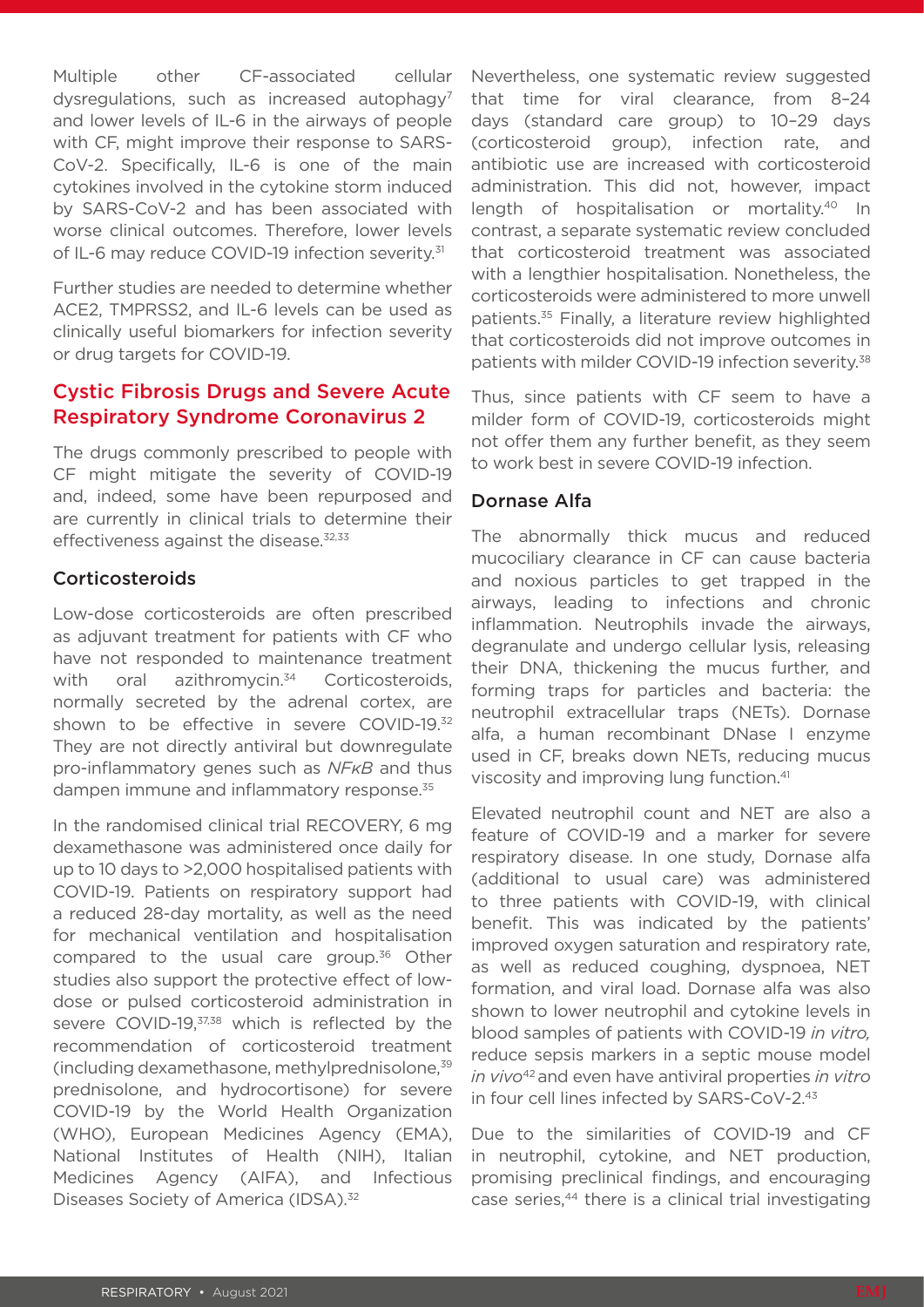Multiple other CF-associated cellular dysregulations, such as increased autophagy[7] and lower levels of IL-6 in the airways of people with CF, might improve their response to SARS-CoV-2. Specifically, IL-6 is one of the main cytokines involved in the cytokine storm induced by SARS-CoV-2 and has been associated with worse clinical outcomes. Therefore, lower levels of IL-6 may reduce COVID-19 infection severity.[31]

Further studies are needed to determine whether ACE2, TMPRSS2, and IL-6 levels can be used as clinically useful biomarkers for infection severity or drug targets for COVID-19.

## Cystic Fibrosis Drugs and Severe Acute Respiratory Syndrome Coronavirus 2

The drugs commonly prescribed to people with CF might mitigate the severity of COVID-19 and, indeed, some have been repurposed and are currently in clinical trials to determine their effectiveness against the disease.[32,33]

### Corticosteroids

Low-dose corticosteroids are often prescribed as adjuvant treatment for patients with CF who have not responded to maintenance treatment with oral azithromycin.[34] Corticosteroids, normally secreted by the adrenal cortex, are shown to be effective in severe COVID-19.[32] They are not directly antiviral but downregulate pro-inflammatory genes such as *NFκB* and thus dampen immune and inflammatory response.[35]

In the randomised clinical trial RECOVERY, 6 mg dexamethasone was administered once daily for up to 10 days to >2,000 hospitalised patients with COVID-19. Patients on respiratory support had a reduced 28-day mortality, as well as the need for mechanical ventilation and hospitalisation compared to the usual care group.[36] Other studies also support the protective effect of low-dose or pulsed corticosteroid administration in severe COVID-19,[37,38] which is reflected by the recommendation of corticosteroid treatment (including dexamethasone, methylprednisolone,[39] prednisolone, and hydrocortisone) for severe COVID-19 by the World Health Organization (WHO), European Medicines Agency (EMA), National Institutes of Health (NIH), Italian Medicines Agency (AIFA), and Infectious Diseases Society of America (IDSA).[32]

Nevertheless, one systematic review suggested that time for viral clearance, from 8–24 days (standard care group) to 10–29 days (corticosteroid group), infection rate, and antibiotic use are increased with corticosteroid administration. This did not, however, impact length of hospitalisation or mortality.[40] In contrast, a separate systematic review concluded that corticosteroid treatment was associated with a lengthier hospitalisation. Nonetheless, the corticosteroids were administered to more unwell patients.[35] Finally, a literature review highlighted that corticosteroids did not improve outcomes in patients with milder COVID-19 infection severity.[38]

Thus, since patients with CF seem to have a milder form of COVID-19, corticosteroids might not offer them any further benefit, as they seem to work best in severe COVID-19 infection.

### Dornase Alfa

The abnormally thick mucus and reduced mucociliary clearance in CF can cause bacteria and noxious particles to get trapped in the airways, leading to infections and chronic inflammation. Neutrophils invade the airways, degranulate and undergo cellular lysis, releasing their DNA, thickening the mucus further, and forming traps for particles and bacteria: the neutrophil extracellular traps (NETs). Dornase alfa, a human recombinant DNase I enzyme used in CF, breaks down NETs, reducing mucus viscosity and improving lung function.[41]

Elevated neutrophil count and NET are also a feature of COVID-19 and a marker for severe respiratory disease. In one study, Dornase alfa (additional to usual care) was administered to three patients with COVID-19, with clinical benefit. This was indicated by the patients' improved oxygen saturation and respiratory rate, as well as reduced coughing, dyspnoea, NET formation, and viral load. Dornase alfa was also shown to lower neutrophil and cytokine levels in blood samples of patients with COVID-19 *in vitro,* reduce sepsis markers in a septic mouse model *in vivo*[42] and even have antiviral properties *in vitro* in four cell lines infected by SARS-CoV-2.[43]

Due to the similarities of COVID-19 and CF in neutrophil, cytokine, and NET production, promising preclinical findings, and encouraging case series,[44] there is a clinical trial investigating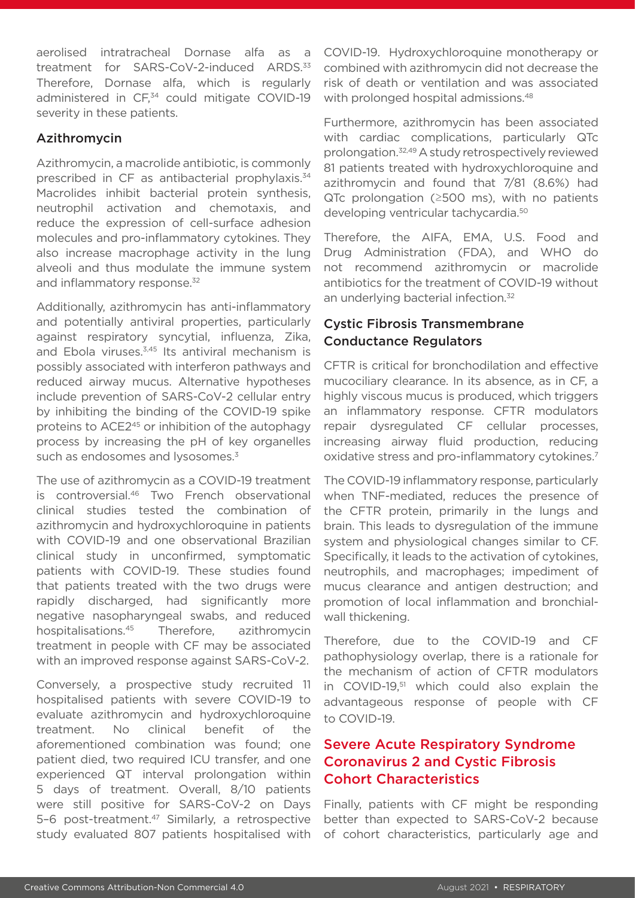aerolised intratracheal Dornase alfa as a treatment for SARS-CoV-2-induced ARDS.[33] Therefore, Dornase alfa, which is regularly administered in CF,[34] could mitigate COVID-19 severity in these patients.

### Azithromycin

Azithromycin, a macrolide antibiotic, is commonly prescribed in CF as antibacterial prophylaxis.[34] Macrolides inhibit bacterial protein synthesis, neutrophil activation and chemotaxis, and reduce the expression of cell-surface adhesion molecules and pro-inflammatory cytokines. They also increase macrophage activity in the lung alveoli and thus modulate the immune system and inflammatory response.[32]

Additionally, azithromycin has anti-inflammatory and potentially antiviral properties, particularly against respiratory syncytial, influenza, Zika, and Ebola viruses.[3,45] Its antiviral mechanism is possibly associated with interferon pathways and reduced airway mucus. Alternative hypotheses include prevention of SARS-CoV-2 cellular entry by inhibiting the binding of the COVID-19 spike proteins to ACE2[45] or inhibition of the autophagy process by increasing the pH of key organelles such as endosomes and lysosomes.[3]

The use of azithromycin as a COVID-19 treatment is controversial.[46] Two French observational clinical studies tested the combination of azithromycin and hydroxychloroquine in patients with COVID-19 and one observational Brazilian clinical study in unconfirmed, symptomatic patients with COVID-19. These studies found that patients treated with the two drugs were rapidly discharged, had significantly more negative nasopharyngeal swabs, and reduced hospitalisations.[45] Therefore, azithromycin treatment in people with CF may be associated with an improved response against SARS-CoV-2.

Conversely, a prospective study recruited 11 hospitalised patients with severe COVID-19 to evaluate azithromycin and hydroxychloroquine treatment. No clinical benefit of the aforementioned combination was found; one patient died, two required ICU transfer, and one experienced QT interval prolongation within 5 days of treatment. Overall, 8/10 patients were still positive for SARS-CoV-2 on Days 5–6 post-treatment.[47] Similarly, a retrospective study evaluated 807 patients hospitalised with COVID-19. Hydroxychloroquine monotherapy or combined with azithromycin did not decrease the risk of death or ventilation and was associated with prolonged hospital admissions.[48]

Furthermore, azithromycin has been associated with cardiac complications, particularly QTc prolongation.[32,49] A study retrospectively reviewed 81 patients treated with hydroxychloroquine and azithromycin and found that 7/81 (8.6%) had QTc prolongation (≥500 ms), with no patients developing ventricular tachycardia.[50]

Therefore, the AIFA, EMA, U.S. Food and Drug Administration (FDA), and WHO do not recommend azithromycin or macrolide antibiotics for the treatment of COVID-19 without an underlying bacterial infection.[32]

### Cystic Fibrosis Transmembrane Conductance Regulators

CFTR is critical for bronchodilation and effective mucociliary clearance. In its absence, as in CF, a highly viscous mucus is produced, which triggers an inflammatory response. CFTR modulators repair dysregulated CF cellular processes, increasing airway fluid production, reducing oxidative stress and pro-inflammatory cytokines.[7]

The COVID-19 inflammatory response, particularly when TNF-mediated, reduces the presence of the CFTR protein, primarily in the lungs and brain. This leads to dysregulation of the immune system and physiological changes similar to CF. Specifically, it leads to the activation of cytokines, neutrophils, and macrophages; impediment of mucus clearance and antigen destruction; and promotion of local inflammation and bronchial-wall thickening.

Therefore, due to the COVID-19 and CF pathophysiology overlap, there is a rationale for the mechanism of action of CFTR modulators in COVID-19,[51] which could also explain the advantageous response of people with CF to COVID-19.

## Severe Acute Respiratory Syndrome Coronavirus 2 and Cystic Fibrosis Cohort Characteristics

Finally, patients with CF might be responding better than expected to SARS-CoV-2 because of cohort characteristics, particularly age and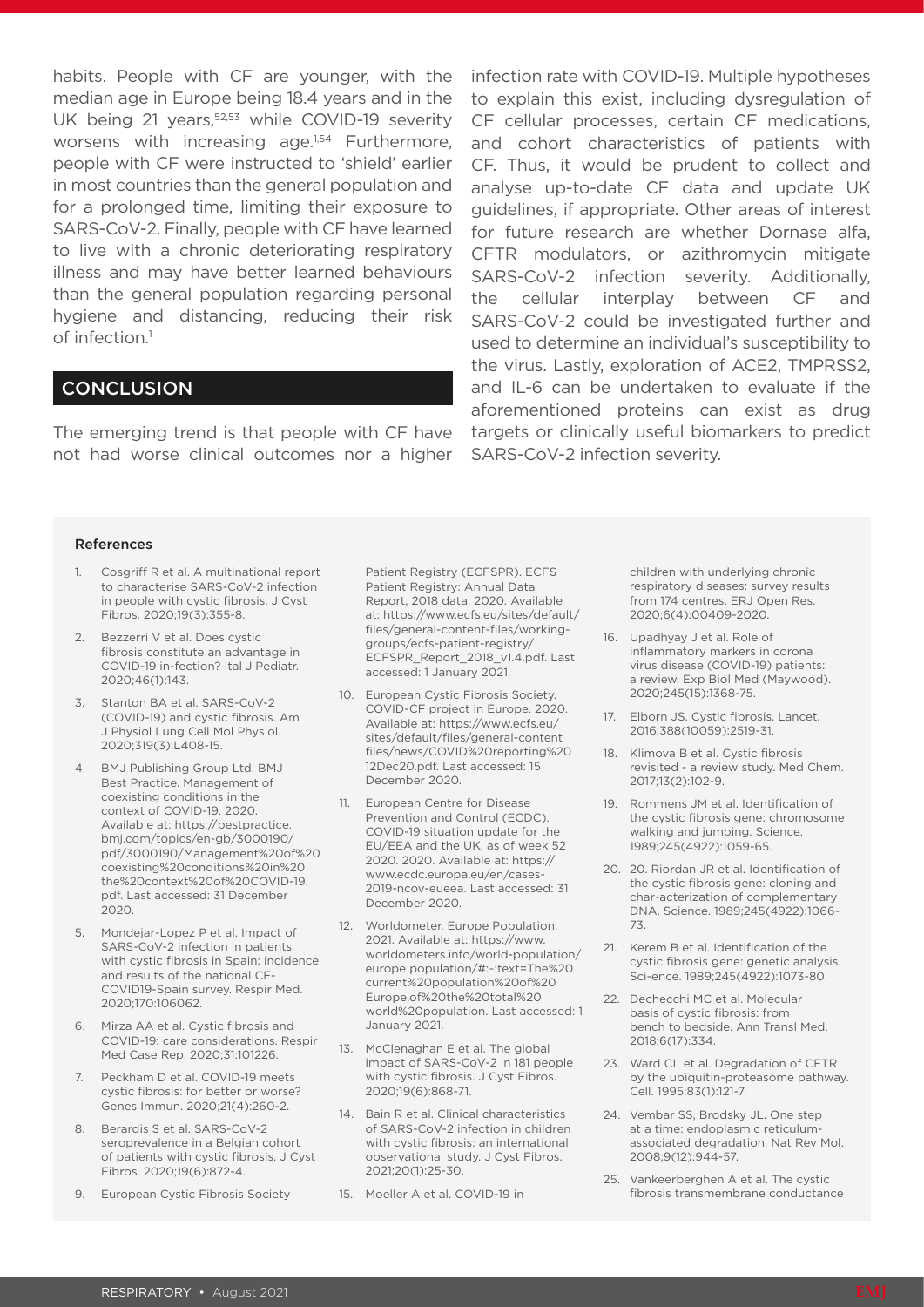habits. People with CF are younger, with the median age in Europe being 18.4 years and in the UK being 21 years,[52,53] while COVID-19 severity worsens with increasing age.[1,54] Furthermore, people with CF were instructed to 'shield' earlier in most countries than the general population and for a prolonged time, limiting their exposure to SARS-CoV-2. Finally, people with CF have learned to live with a chronic deteriorating respiratory illness and may have better learned behaviours than the general population regarding personal hygiene and distancing, reducing their risk of infection.[1]

## CONCLUSION

The emerging trend is that people with CF have not had worse clinical outcomes nor a higher infection rate with COVID-19. Multiple hypotheses to explain this exist, including dysregulation of CF cellular processes, certain CF medications, and cohort characteristics of patients with CF. Thus, it would be prudent to collect and analyse up-to-date CF data and update UK guidelines, if appropriate. Other areas of interest for future research are whether Dornase alfa, CFTR modulators, or azithromycin mitigate SARS-CoV-2 infection severity. Additionally, the cellular interplay between CF and SARS-CoV-2 could be investigated further and used to determine an individual's susceptibility to the virus. Lastly, exploration of ACE2, TMPRSS2, and IL-6 can be undertaken to evaluate if the aforementioned proteins can exist as drug targets or clinically useful biomarkers to predict SARS-CoV-2 infection severity.

### References

1. Cosgriff R et al. A multinational report to characterise SARS-CoV-2 infection in people with cystic fibrosis. J Cyst Fibros. 2020;19(3):355-8.
2. Bezzerri V et al. Does cystic fibrosis constitute an advantage in COVID-19 in-fection? Ital J Pediatr. 2020;46(1):143.
3. Stanton BA et al. SARS-CoV-2 (COVID-19) and cystic fibrosis. Am J Physiol Lung Cell Mol Physiol. 2020;319(3):L408-15.
4. BMJ Publishing Group Ltd. BMJ Best Practice. Management of coexisting conditions in the context of COVID-19. 2020. Available at: https://bestpractice.bmj.com/topics/en-gb/3000190/pdf/3000190/Management%20of%20coexisting%20conditions%20in%20the%20context%20of%20COVID-19.pdf. Last accessed: 31 December 2020.
5. Mondejar-Lopez P et al. Impact of SARS-CoV-2 infection in patients with cystic fibrosis in Spain: incidence and results of the national CF-COVID19-Spain survey. Respir Med. 2020;170:106062.
6. Mirza AA et al. Cystic fibrosis and COVID-19: care considerations. Respir Med Case Rep. 2020;31:101226.
7. Peckham D et al. COVID-19 meets cystic fibrosis: for better or worse? Genes Immun. 2020;21(4):260-2.
8. Berardis S et al. SARS-CoV-2 seroprevalence in a Belgian cohort of patients with cystic fibrosis. J Cyst Fibros. 2020;19(6):872-4.
9. European Cystic Fibrosis Society Patient Registry (ECFSPR). ECFS Patient Registry: Annual Data Report, 2018 data. 2020. Available at: https://www.ecfs.eu/sites/default/files/general-content-files/working-groups/ecfs-patient-registry/ECFSPR_Report_2018_v1.4.pdf. Last accessed: 1 January 2021.
10. European Cystic Fibrosis Society. COVID-CF project in Europe. 2020. Available at: https://www.ecfs.eu/sites/default/files/general-content files/news/COVID%20reporting%2012Dec20.pdf. Last accessed: 15 December 2020.
11. European Centre for Disease Prevention and Control (ECDC). COVID-19 situation update for the EU/EEA and the UK, as of week 52 2020. 2020. Available at: https://www.ecdc.europa.eu/en/cases-2019-ncov-eueea. Last accessed: 31 December 2020.
12. Worldometer. Europe Population. 2021. Available at: https://www.worldometers.info/world-population/europe population/#:~:text=The%20current%20population%20of%20Europe,of%20the%20total%20world%20population. Last accessed: 1 January 2021.
13. McClenaghan E et al. The global impact of SARS-CoV-2 in 181 people with cystic fibrosis. J Cyst Fibros. 2020;19(6):868-71.
14. Bain R et al. Clinical characteristics of SARS-CoV-2 infection in children with cystic fibrosis: an international observational study. J Cyst Fibros. 2021;20(1):25-30.
15. Moeller A et al. COVID-19 in children with underlying chronic respiratory diseases: survey results from 174 centres. ERJ Open Res. 2020;6(4):00409-2020.
16. Upadhyay J et al. Role of inflammatory markers in corona virus disease (COVID-19) patients: a review. Exp Biol Med (Maywood). 2020;245(15):1368-75.
17. Elborn JS. Cystic fibrosis. Lancet. 2016;388(10059):2519-31.
18. Klimova B et al. Cystic fibrosis revisited - a review study. Med Chem. 2017;13(2):102-9.
19. Rommens JM et al. Identification of the cystic fibrosis gene: chromosome walking and jumping. Science. 1989;245(4922):1059-65.
20. 20. Riordan JR et al. Identification of the cystic fibrosis gene: cloning and char-acterization of complementary DNA. Science. 1989;245(4922):1066-73.
21. Kerem B et al. Identification of the cystic fibrosis gene: genetic analysis. Sci-ence. 1989;245(4922):1073-80.
22. Dechecchi MC et al. Molecular basis of cystic fibrosis: from bench to bedside. Ann Transl Med. 2018;6(17):334.
23. Ward CL et al. Degradation of CFTR by the ubiquitin-proteasome pathway. Cell. 1995;83(1):121-7.
24. Vembar SS, Brodsky JL. One step at a time: endoplasmic reticulum-associated degradation. Nat Rev Mol. 2008;9(12):944-57.
25. Vankeerberghen A et al. The cystic fibrosis transmembrane conductance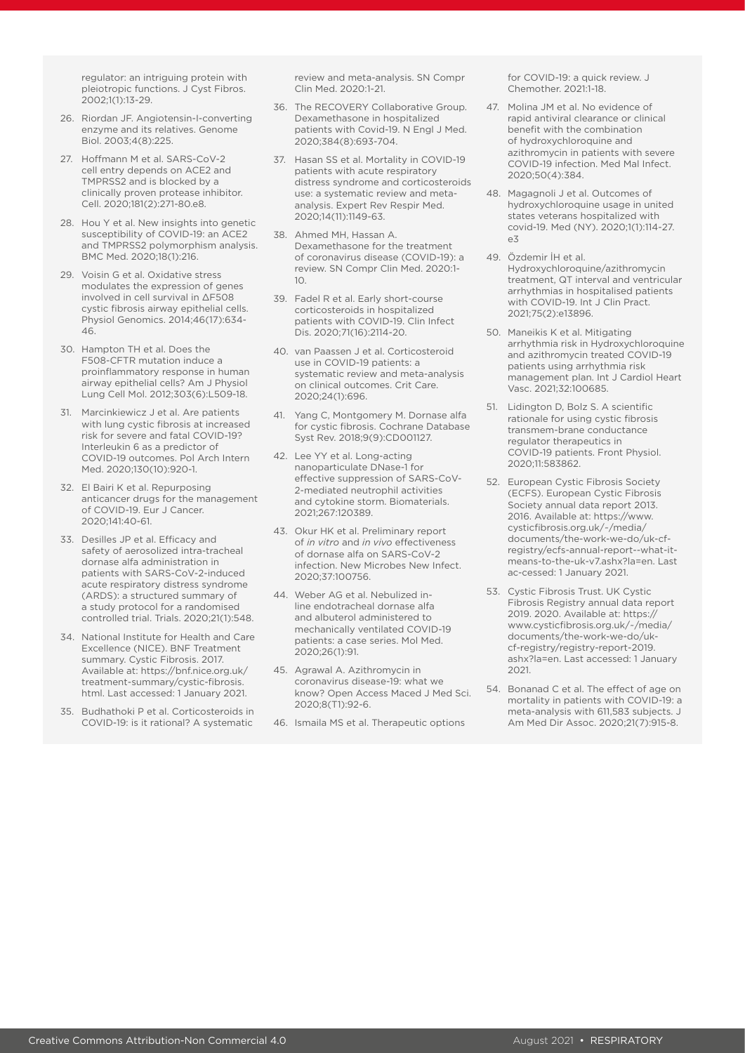regulator: an intriguing protein with pleiotropic functions. J Cyst Fibros. 2002;1(1):13-29.

26. Riordan JF. Angiotensin-I-converting enzyme and its relatives. Genome Biol. 2003;4(8):225.
27. Hoffmann M et al. SARS-CoV-2 cell entry depends on ACE2 and TMPRSS2 and is blocked by a clinically proven protease inhibitor. Cell. 2020;181(2):271-80.e8.
28. Hou Y et al. New insights into genetic susceptibility of COVID-19: an ACE2 and TMPRSS2 polymorphism analysis. BMC Med. 2020;18(1):216.
29. Voisin G et al. Oxidative stress modulates the expression of genes involved in cell survival in ΔF508 cystic fibrosis airway epithelial cells. Physiol Genomics. 2014;46(17):634-46.
30. Hampton TH et al. Does the F508-CFTR mutation induce a proinflammatory response in human airway epithelial cells? Am J Physiol Lung Cell Mol. 2012;303(6):L509-18.
31. Marcinkiewicz J et al. Are patients with lung cystic fibrosis at increased risk for severe and fatal COVID-19? Interleukin 6 as a predictor of COVID-19 outcomes. Pol Arch Intern Med. 2020;130(10):920-1.
32. El Bairi K et al. Repurposing anticancer drugs for the management of COVID-19. Eur J Cancer. 2020;141:40-61.
33. Desilles JP et al. Efficacy and safety of aerosolized intra-tracheal dornase alfa administration in patients with SARS-CoV-2-induced acute respiratory distress syndrome (ARDS): a structured summary of a study protocol for a randomised controlled trial. Trials. 2020;21(1):548.
34. National Institute for Health and Care Excellence (NICE). BNF Treatment summary. Cystic Fibrosis. 2017. Available at: https://bnf.nice.org.uk/treatment-summary/cystic-fibrosis.html. Last accessed: 1 January 2021.
35. Budhathoki P et al. Corticosteroids in COVID-19: is it rational? A systematic review and meta-analysis. SN Compr Clin Med. 2020:1-21.
36. The RECOVERY Collaborative Group. Dexamethasone in hospitalized patients with Covid-19. N Engl J Med. 2020;384(8):693-704.
37. Hasan SS et al. Mortality in COVID-19 patients with acute respiratory distress syndrome and corticosteroids use: a systematic review and meta-analysis. Expert Rev Respir Med. 2020;14(11):1149-63.
38. Ahmed MH, Hassan A. Dexamethasone for the treatment of coronavirus disease (COVID-19): a review. SN Compr Clin Med. 2020:1-10.
39. Fadel R et al. Early short-course corticosteroids in hospitalized patients with COVID-19. Clin Infect Dis. 2020;71(16):2114-20.
40. van Paassen J et al. Corticosteroid use in COVID-19 patients: a systematic review and meta-analysis on clinical outcomes. Crit Care. 2020;24(1):696.
41. Yang C, Montgomery M. Dornase alfa for cystic fibrosis. Cochrane Database Syst Rev. 2018;9(9):CD001127.
42. Lee YY et al. Long-acting nanoparticulate DNase-1 for effective suppression of SARS-CoV-2-mediated neutrophil activities and cytokine storm. Biomaterials. 2021;267:120389.
43. Okur HK et al. Preliminary report of *in vitro* and *in vivo* effectiveness of dornase alfa on SARS-CoV-2 infection. New Microbes New Infect. 2020;37:100756.
44. Weber AG et al. Nebulized in-line endotracheal dornase alfa and albuterol administered to mechanically ventilated COVID-19 patients: a case series. Mol Med. 2020;26(1):91.
45. Agrawal A. Azithromycin in coronavirus disease-19: what we know? Open Access Maced J Med Sci. 2020;8(T1):92-6.
46. Ismaila MS et al. Therapeutic options for COVID-19: a quick review. J Chemother. 2021:1-18.
47. Molina JM et al. No evidence of rapid antiviral clearance or clinical benefit with the combination of hydroxychloroquine and azithromycin in patients with severe COVID-19 infection. Med Mal Infect. 2020;50(4):384.
48. Magagnoli J et al. Outcomes of hydroxychloroquine usage in united states veterans hospitalized with covid-19. Med (NY). 2020;1(1):114-27.e3
49. Özdemir İH et al. Hydroxychloroquine/azithromycin treatment, QT interval and ventricular arrhythmias in hospitalised patients with COVID-19. Int J Clin Pract. 2021;75(2):e13896.
50. Maneikis K et al. Mitigating arrhythmia risk in Hydroxychloroquine and azithromycin treated COVID-19 patients using arrhythmia risk management plan. Int J Cardiol Heart Vasc. 2021;32:100685.
51. Lidington D, Bolz S. A scientific rationale for using cystic fibrosis transmem-brane conductance regulator therapeutics in COVID-19 patients. Front Physiol. 2020;11:583862.
52. European Cystic Fibrosis Society (ECFS). European Cystic Fibrosis Society annual data report 2013. 2016. Available at: https://www.cysticfibrosis.org.uk/-/media/documents/the-work-we-do/uk-cf-registry/ecfs-annual-report--what-it-means-to-the-uk-v7.ashx?la=en. Last ac-cessed: 1 January 2021.
53. Cystic Fibrosis Trust. UK Cystic Fibrosis Registry annual data report 2019. 2020. Available at: https://www.cysticfibrosis.org.uk/-/media/documents/the-work-we-do/uk-cf-registry/registry-report-2019.ashx?la=en. Last accessed: 1 January 2021.
54. Bonanad C et al. The effect of age on mortality in patients with COVID-19: a meta-analysis with 611,583 subjects. J Am Med Dir Assoc. 2020;21(7):915-8.